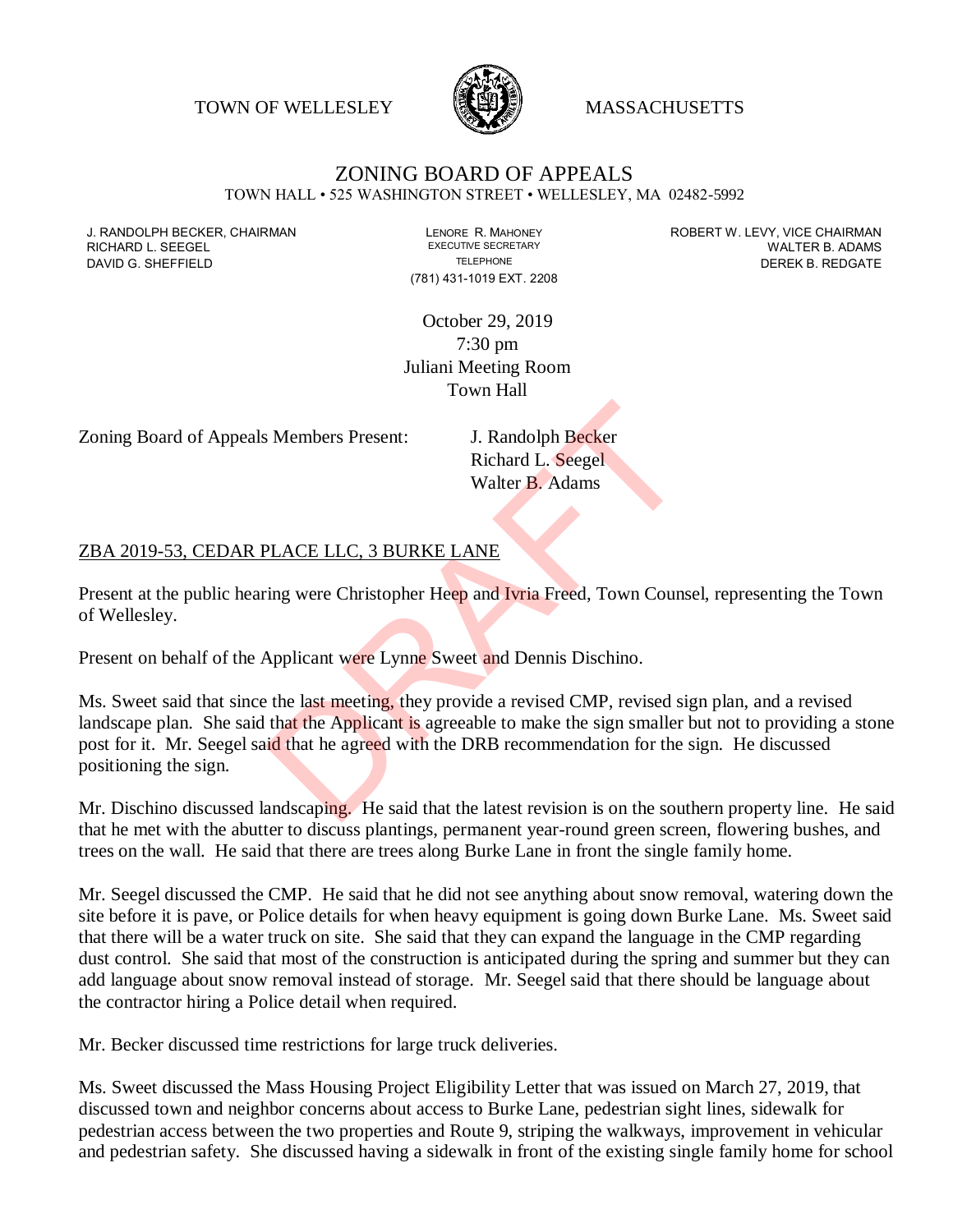TOWN OF WELLESLEY MASSACHUSETTS

# ZONING BOARD OF APPEALS

TOWN HALL • 525 WASHINGTON STREET • WELLESLEY, MA 02482-5992

J. RANDOLPH BECKER, CHAIRMAN
RICHARD L. SEEGEL
DAVID G. SHEFFIELD

LENORE R. MAHONEY
EXECUTIVE SECRETARY
TELEPHONE
(781) 431-1019 EXT. 2208

ROBERT W. LEVY, VICE CHAIRMAN
WALTER B. ADAMS
DEREK B. REDGATE

October 29, 2019
7:30 pm
Juliani Meeting Room
Town Hall

Zoning Board of Appeals Members Present: J. Randolph Becker
Richard L. Seegel
Walter B. Adams

ZBA 2019-53, CEDAR PLACE LLC, 3 BURKE LANE

Present at the public hearing were Christopher Heep and Ivria Freed, Town Counsel, representing the Town of Wellesley.

Present on behalf of the Applicant were Lynne Sweet and Dennis Dischino.

Ms. Sweet said that since the last meeting, they provide a revised CMP, revised sign plan, and a revised landscape plan. She said that the Applicant is agreeable to make the sign smaller but not to providing a stone post for it. Mr. Seegel said that he agreed with the DRB recommendation for the sign. He discussed positioning the sign.

Mr. Dischino discussed landscaping. He said that the latest revision is on the southern property line. He said that he met with the abutter to discuss plantings, permanent year-round green screen, flowering bushes, and trees on the wall. He said that there are trees along Burke Lane in front the single family home.

Mr. Seegel discussed the CMP. He said that he did not see anything about snow removal, watering down the site before it is pave, or Police details for when heavy equipment is going down Burke Lane. Ms. Sweet said that there will be a water truck on site. She said that they can expand the language in the CMP regarding dust control. She said that most of the construction is anticipated during the spring and summer but they can add language about snow removal instead of storage. Mr. Seegel said that there should be language about the contractor hiring a Police detail when required.

Mr. Becker discussed time restrictions for large truck deliveries.

Ms. Sweet discussed the Mass Housing Project Eligibility Letter that was issued on March 27, 2019, that discussed town and neighbor concerns about access to Burke Lane, pedestrian sight lines, sidewalk for pedestrian access between the two properties and Route 9, striping the walkways, improvement in vehicular and pedestrian safety. She discussed having a sidewalk in front of the existing single family home for school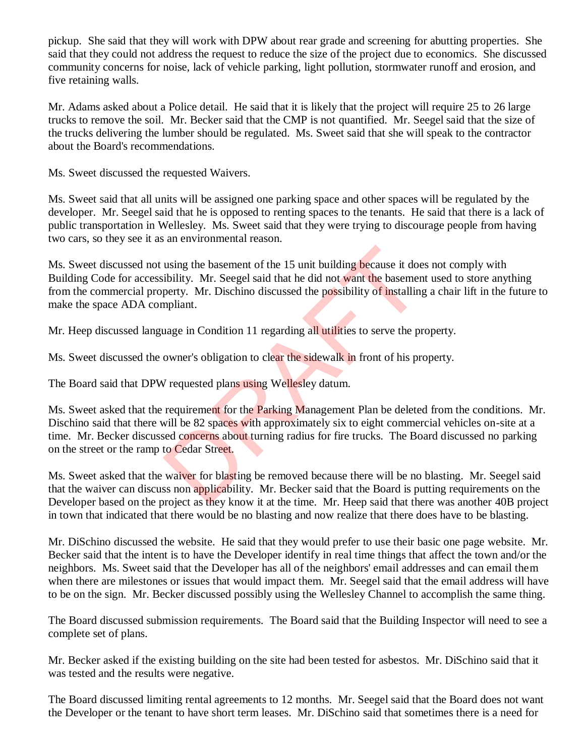pickup. She said that they will work with DPW about rear grade and screening for abutting properties. She said that they could not address the request to reduce the size of the project due to economics. She discussed community concerns for noise, lack of vehicle parking, light pollution, stormwater runoff and erosion, and five retaining walls.

Mr. Adams asked about a Police detail. He said that it is likely that the project will require 25 to 26 large trucks to remove the soil. Mr. Becker said that the CMP is not quantified. Mr. Seegel said that the size of the trucks delivering the lumber should be regulated. Ms. Sweet said that she will speak to the contractor about the Board's recommendations.

Ms. Sweet discussed the requested Waivers.

Ms. Sweet said that all units will be assigned one parking space and other spaces will be regulated by the developer. Mr. Seegel said that he is opposed to renting spaces to the tenants. He said that there is a lack of public transportation in Wellesley. Ms. Sweet said that they were trying to discourage people from having two cars, so they see it as an environmental reason.

Ms. Sweet discussed not using the basement of the 15 unit building because it does not comply with Building Code for accessibility. Mr. Seegel said that he did not want the basement used to store anything from the commercial property. Mr. Dischino discussed the possibility of installing a chair lift in the future to make the space ADA compliant.

Mr. Heep discussed language in Condition 11 regarding all utilities to serve the property.

Ms. Sweet discussed the owner's obligation to clear the sidewalk in front of his property.

The Board said that DPW requested plans using Wellesley datum.

Ms. Sweet asked that the requirement for the Parking Management Plan be deleted from the conditions. Mr. Dischino said that there will be 82 spaces with approximately six to eight commercial vehicles on-site at a time. Mr. Becker discussed concerns about turning radius for fire trucks. The Board discussed no parking on the street or the ramp to Cedar Street.

Ms. Sweet asked that the waiver for blasting be removed because there will be no blasting. Mr. Seegel said that the waiver can discuss non applicability. Mr. Becker said that the Board is putting requirements on the Developer based on the project as they know it at the time. Mr. Heep said that there was another 40B project in town that indicated that there would be no blasting and now realize that there does have to be blasting.

Mr. DiSchino discussed the website. He said that they would prefer to use their basic one page website. Mr. Becker said that the intent is to have the Developer identify in real time things that affect the town and/or the neighbors. Ms. Sweet said that the Developer has all of the neighbors' email addresses and can email them when there are milestones or issues that would impact them. Mr. Seegel said that the email address will have to be on the sign. Mr. Becker discussed possibly using the Wellesley Channel to accomplish the same thing.

The Board discussed submission requirements. The Board said that the Building Inspector will need to see a complete set of plans.

Mr. Becker asked if the existing building on the site had been tested for asbestos. Mr. DiSchino said that it was tested and the results were negative.

The Board discussed limiting rental agreements to 12 months. Mr. Seegel said that the Board does not want the Developer or the tenant to have short term leases. Mr. DiSchino said that sometimes there is a need for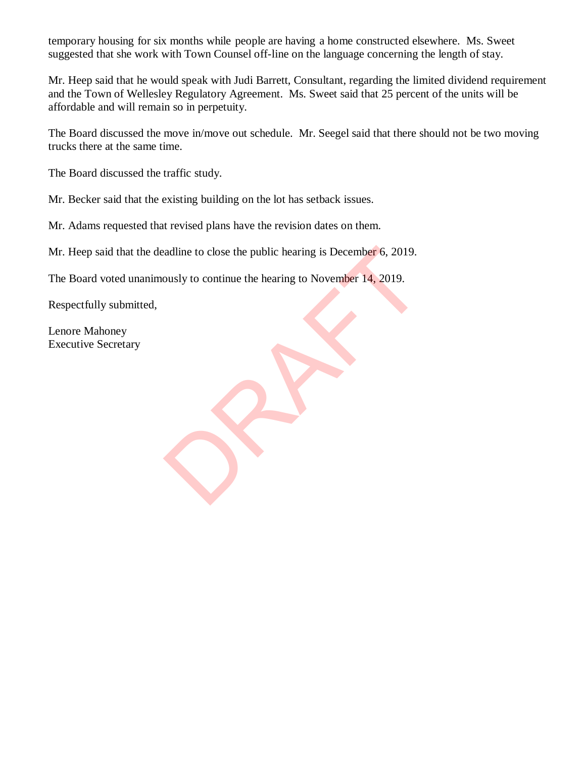temporary housing for six months while people are having a home constructed elsewhere. Ms. Sweet suggested that she work with Town Counsel off-line on the language concerning the length of stay.

Mr. Heep said that he would speak with Judi Barrett, Consultant, regarding the limited dividend requirement and the Town of Wellesley Regulatory Agreement. Ms. Sweet said that 25 percent of the units will be affordable and will remain so in perpetuity.

The Board discussed the move in/move out schedule. Mr. Seegel said that there should not be two moving trucks there at the same time.

The Board discussed the traffic study.

Mr. Becker said that the existing building on the lot has setback issues.

Mr. Adams requested that revised plans have the revision dates on them.

Mr. Heep said that the deadline to close the public hearing is December 6, 2019.

The Board voted unanimously to continue the hearing to November 14, 2019.

Respectfully submitted,

Lenore Mahoney
Executive Secretary

DRAFT